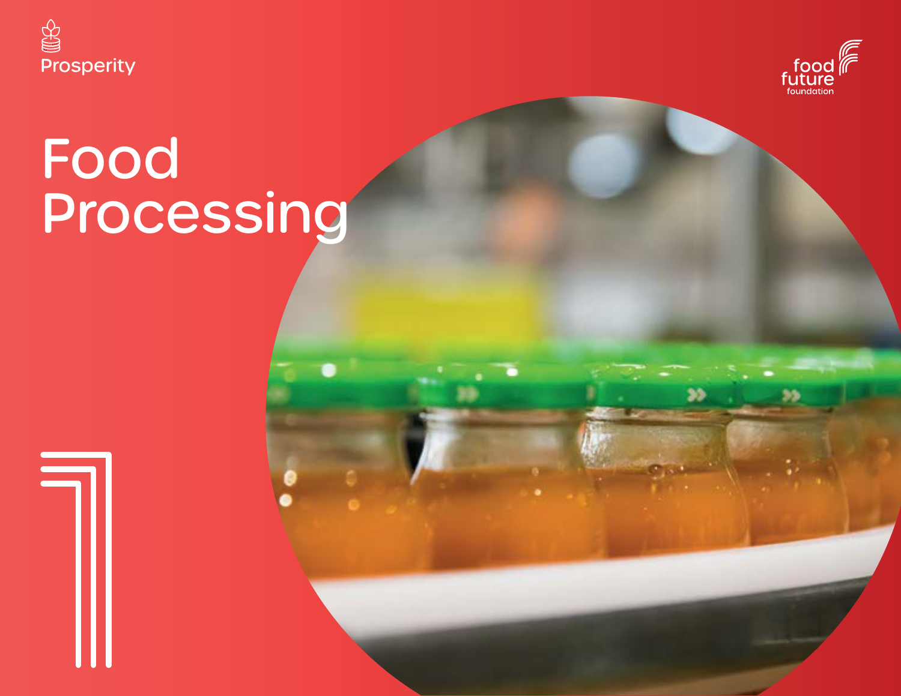Prosperity

food future foundation

# Food Processing

1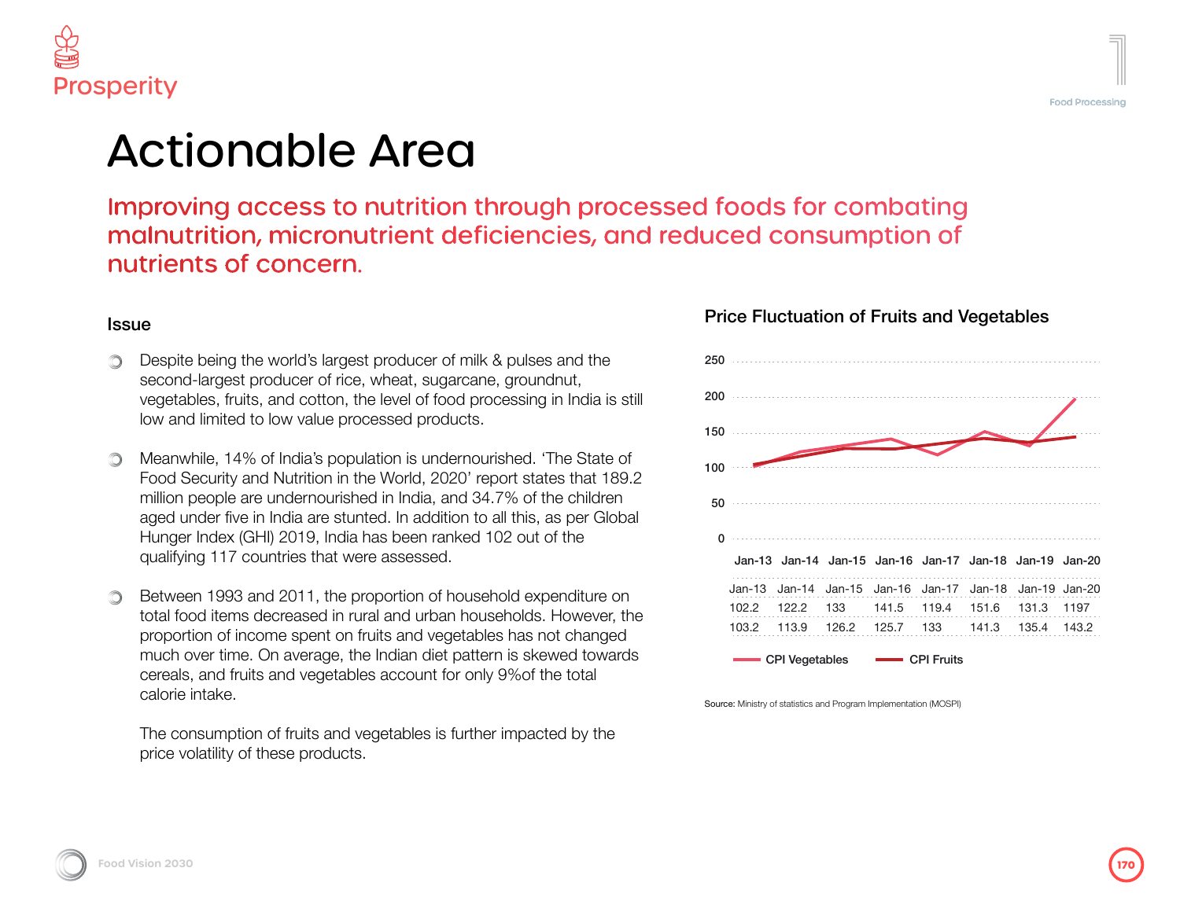# Actionable Area

## Improving access to nutrition through processed foods for combating malnutrition, micronutrient deficiencies, and reduced consumption of nutrients of concern.

### Issue

- Despite being the world's largest producer of milk & pulses and the second-largest producer of rice, wheat, sugarcane, groundnut, vegetables, fruits, and cotton, the level of food processing in India is still low and limited to low value processed products.

- Meanwhile, 14% of India's population is undernourished. 'The State of Food Security and Nutrition in the World, 2020' report states that 189.2 million people are undernourished in India, and 34.7% of the children aged under five in India are stunted. In addition to all this, as per Global Hunger Index (GHI) 2019, India has been ranked 102 out of the qualifying 117 countries that were assessed.

- Between 1993 and 2011, the proportion of household expenditure on total food items decreased in rural and urban households. However, the proportion of income spent on fruits and vegetables has not changed much over time. On average, the Indian diet pattern is skewed towards cereals, and fruits and vegetables account for only 9%of the total calorie intake.

  The consumption of fruits and vegetables is further impacted by the price volatility of these products.

**Price Fluctuation of Fruits and Vegetables**

| | Jan-13 | Jan-14 | Jan-15 | Jan-16 | Jan-17 | Jan-18 | Jan-19 | Jan-20 |
|---|---|---|---|---|---|---|---|---|
| CPI Vegetables | 102.2 | 122.2 | 133 | 141.5 | 119.4 | 151.6 | 131.3 | 1197 |
| CPI Fruits | 103.2 | 113.9 | 126.2 | 125.7 | 133 | 141.3 | 135.4 | 143.2 |

**Source:** Ministry of statistics and Program Implementation (MOSPI)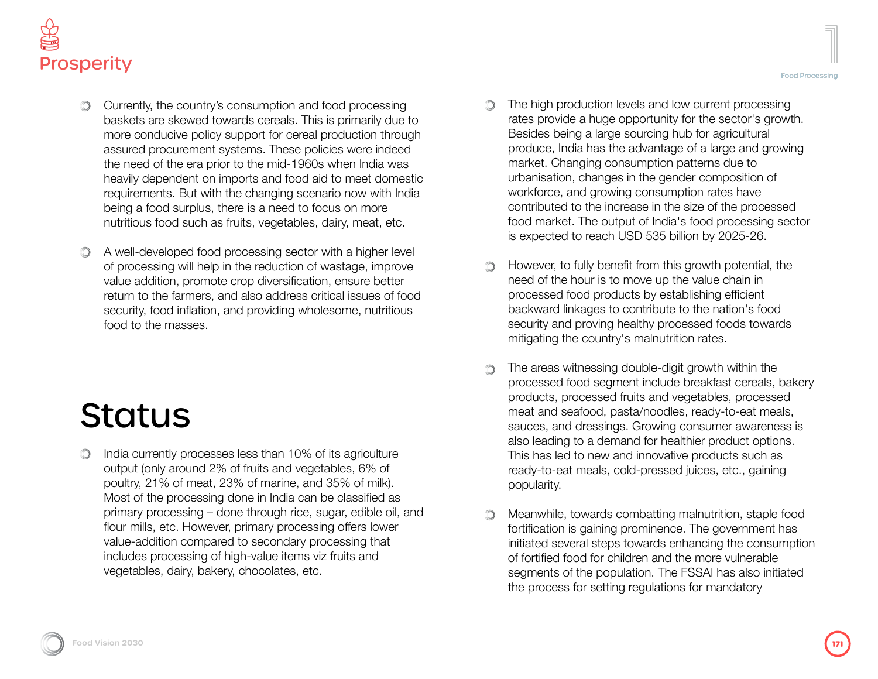- Currently, the country's consumption and food processing baskets are skewed towards cereals. This is primarily due to more conducive policy support for cereal production through assured procurement systems. These policies were indeed the need of the era prior to the mid-1960s when India was heavily dependent on imports and food aid to meet domestic requirements. But with the changing scenario now with India being a food surplus, there is a need to focus on more nutritious food such as fruits, vegetables, dairy, meat, etc.

- A well-developed food processing sector with a higher level of processing will help in the reduction of wastage, improve value addition, promote crop diversification, ensure better return to the farmers, and also address critical issues of food security, food inflation, and providing wholesome, nutritious food to the masses.

# Status

- India currently processes less than 10% of its agriculture output (only around 2% of fruits and vegetables, 6% of poultry, 21% of meat, 23% of marine, and 35% of milk). Most of the processing done in India can be classified as primary processing – done through rice, sugar, edible oil, and flour mills, etc. However, primary processing offers lower value-addition compared to secondary processing that includes processing of high-value items viz fruits and vegetables, dairy, bakery, chocolates, etc.

- The high production levels and low current processing rates provide a huge opportunity for the sector's growth. Besides being a large sourcing hub for agricultural produce, India has the advantage of a large and growing market. Changing consumption patterns due to urbanisation, changes in the gender composition of workforce, and growing consumption rates have contributed to the increase in the size of the processed food market. The output of India's food processing sector is expected to reach USD 535 billion by 2025-26.

- However, to fully benefit from this growth potential, the need of the hour is to move up the value chain in processed food products by establishing efficient backward linkages to contribute to the nation's food security and proving healthy processed foods towards mitigating the country's malnutrition rates.

- The areas witnessing double-digit growth within the processed food segment include breakfast cereals, bakery products, processed fruits and vegetables, processed meat and seafood, pasta/noodles, ready-to-eat meals, sauces, and dressings. Growing consumer awareness is also leading to a demand for healthier product options. This has led to new and innovative products such as ready-to-eat meals, cold-pressed juices, etc., gaining popularity.

- Meanwhile, towards combatting malnutrition, staple food fortification is gaining prominence. The government has initiated several steps towards enhancing the consumption of fortified food for children and the more vulnerable segments of the population. The FSSAI has also initiated the process for setting regulations for mandatory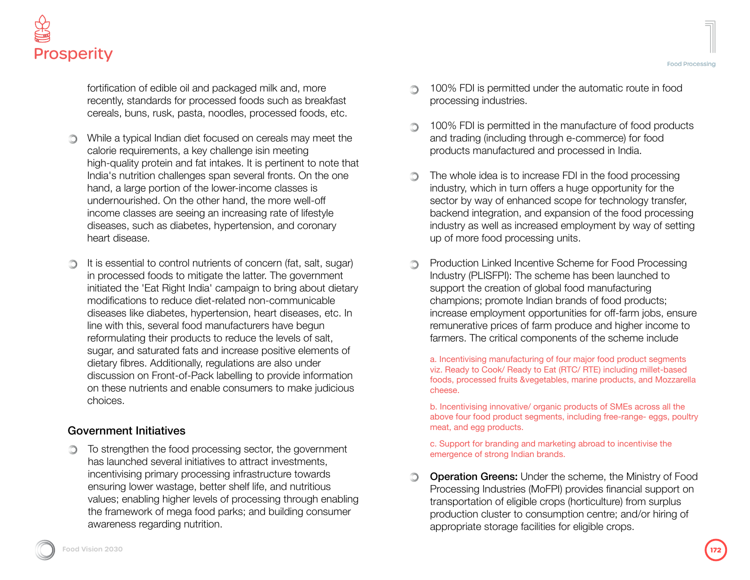fortification of edible oil and packaged milk and, more recently, standards for processed foods such as breakfast cereals, buns, rusk, pasta, noodles, processed foods, etc.

- While a typical Indian diet focused on cereals may meet the calorie requirements, a key challenge isin meeting high-quality protein and fat intakes. It is pertinent to note that India's nutrition challenges span several fronts. On the one hand, a large portion of the lower-income classes is undernourished. On the other hand, the more well-off income classes are seeing an increasing rate of lifestyle diseases, such as diabetes, hypertension, and coronary heart disease.

- It is essential to control nutrients of concern (fat, salt, sugar) in processed foods to mitigate the latter. The government initiated the 'Eat Right India' campaign to bring about dietary modifications to reduce diet-related non-communicable diseases like diabetes, hypertension, heart diseases, etc. In line with this, several food manufacturers have begun reformulating their products to reduce the levels of salt, sugar, and saturated fats and increase positive elements of dietary fibres. Additionally, regulations are also under discussion on Front-of-Pack labelling to provide information on these nutrients and enable consumers to make judicious choices.

## Government Initiatives

- To strengthen the food processing sector, the government has launched several initiatives to attract investments, incentivising primary processing infrastructure towards ensuring lower wastage, better shelf life, and nutritious values; enabling higher levels of processing through enabling the framework of mega food parks; and building consumer awareness regarding nutrition.

- 100% FDI is permitted under the automatic route in food processing industries.

- 100% FDI is permitted in the manufacture of food products and trading (including through e-commerce) for food products manufactured and processed in India.

- The whole idea is to increase FDI in the food processing industry, which in turn offers a huge opportunity for the sector by way of enhanced scope for technology transfer, backend integration, and expansion of the food processing industry as well as increased employment by way of setting up of more food processing units.

- Production Linked Incentive Scheme for Food Processing Industry (PLISFPI): The scheme has been launched to support the creation of global food manufacturing champions; promote Indian brands of food products; increase employment opportunities for off-farm jobs, ensure remunerative prices of farm produce and higher income to farmers. The critical components of the scheme include

  a. Incentivising manufacturing of four major food product segments viz. Ready to Cook/ Ready to Eat (RTC/ RTE) including millet-based foods, processed fruits &vegetables, marine products, and Mozzarella cheese.

  b. Incentivising innovative/ organic products of SMEs across all the above four food product segments, including free-range- eggs, poultry meat, and egg products.

  c. Support for branding and marketing abroad to incentivise the emergence of strong Indian brands.

- **Operation Greens:** Under the scheme, the Ministry of Food Processing Industries (MoFPI) provides financial support on transportation of eligible crops (horticulture) from surplus production cluster to consumption centre; and/or hiring of appropriate storage facilities for eligible crops.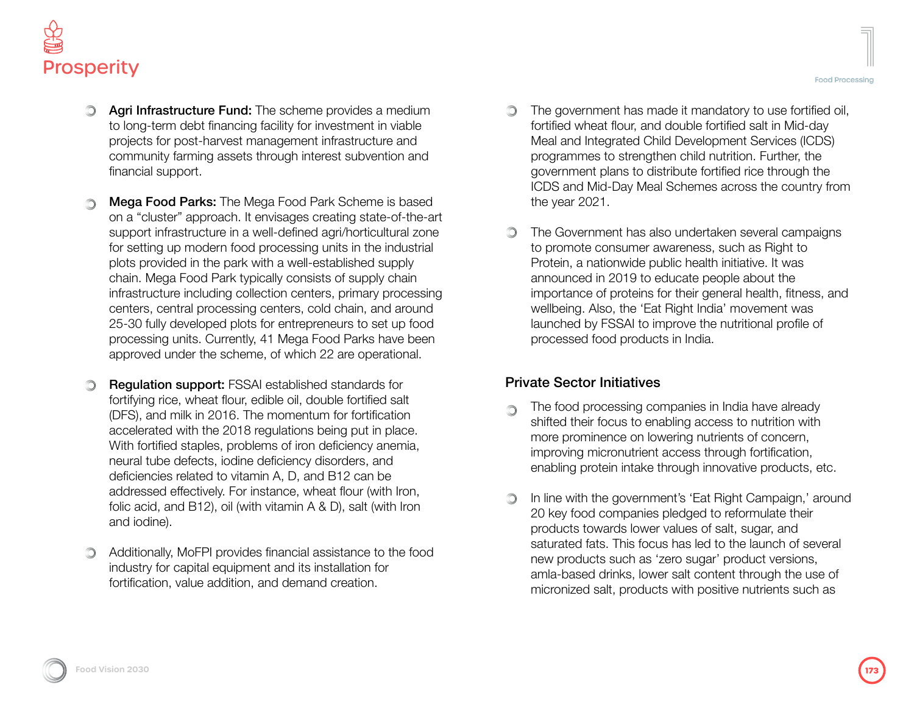- **Agri Infrastructure Fund:** The scheme provides a medium to long-term debt financing facility for investment in viable projects for post-harvest management infrastructure and community farming assets through interest subvention and financial support.

- **Mega Food Parks:** The Mega Food Park Scheme is based on a "cluster" approach. It envisages creating state-of-the-art support infrastructure in a well-defined agri/horticultural zone for setting up modern food processing units in the industrial plots provided in the park with a well-established supply chain. Mega Food Park typically consists of supply chain infrastructure including collection centers, primary processing centers, central processing centers, cold chain, and around 25-30 fully developed plots for entrepreneurs to set up food processing units. Currently, 41 Mega Food Parks have been approved under the scheme, of which 22 are operational.

- **Regulation support:** FSSAI established standards for fortifying rice, wheat flour, edible oil, double fortified salt (DFS), and milk in 2016. The momentum for fortification accelerated with the 2018 regulations being put in place. With fortified staples, problems of iron deficiency anemia, neural tube defects, iodine deficiency disorders, and deficiencies related to vitamin A, D, and B12 can be addressed effectively. For instance, wheat flour (with Iron, folic acid, and B12), oil (with vitamin A & D), salt (with Iron and iodine).

- Additionally, MoFPI provides financial assistance to the food industry for capital equipment and its installation for fortification, value addition, and demand creation.

- The government has made it mandatory to use fortified oil, fortified wheat flour, and double fortified salt in Mid-day Meal and Integrated Child Development Services (ICDS) programmes to strengthen child nutrition. Further, the government plans to distribute fortified rice through the ICDS and Mid-Day Meal Schemes across the country from the year 2021.

- The Government has also undertaken several campaigns to promote consumer awareness, such as Right to Protein, a nationwide public health initiative. It was announced in 2019 to educate people about the importance of proteins for their general health, fitness, and wellbeing. Also, the 'Eat Right India' movement was launched by FSSAI to improve the nutritional profile of processed food products in India.

### Private Sector Initiatives

- The food processing companies in India have already shifted their focus to enabling access to nutrition with more prominence on lowering nutrients of concern, improving micronutrient access through fortification, enabling protein intake through innovative products, etc.

- In line with the government's 'Eat Right Campaign,' around 20 key food companies pledged to reformulate their products towards lower values of salt, sugar, and saturated fats. This focus has led to the launch of several new products such as 'zero sugar' product versions, amla-based drinks, lower salt content through the use of micronized salt, products with positive nutrients such as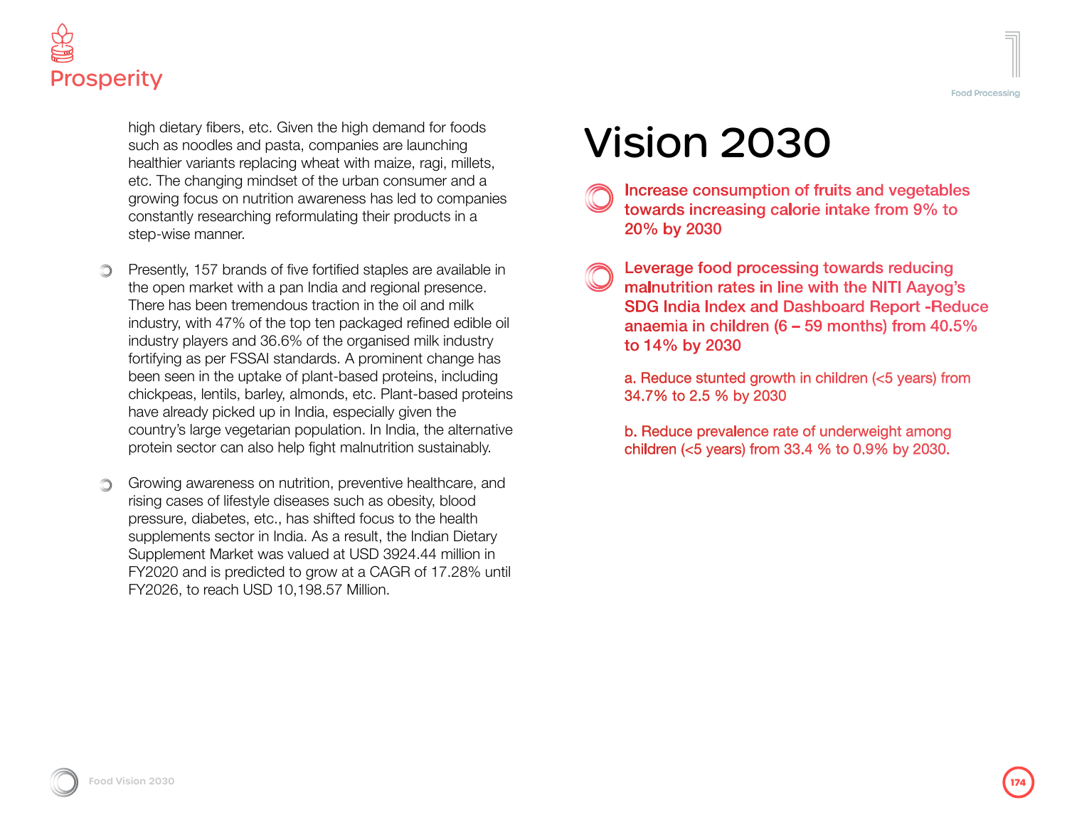high dietary fibers, etc. Given the high demand for foods such as noodles and pasta, companies are launching healthier variants replacing wheat with maize, ragi, millets, etc. The changing mindset of the urban consumer and a growing focus on nutrition awareness has led to companies constantly researching reformulating their products in a step-wise manner.

- Presently, 157 brands of five fortified staples are available in the open market with a pan India and regional presence. There has been tremendous traction in the oil and milk industry, with 47% of the top ten packaged refined edible oil industry players and 36.6% of the organised milk industry fortifying as per FSSAI standards. A prominent change has been seen in the uptake of plant-based proteins, including chickpeas, lentils, barley, almonds, etc. Plant-based proteins have already picked up in India, especially given the country's large vegetarian population. In India, the alternative protein sector can also help fight malnutrition sustainably.

- Growing awareness on nutrition, preventive healthcare, and rising cases of lifestyle diseases such as obesity, blood pressure, diabetes, etc., has shifted focus to the health supplements sector in India. As a result, the Indian Dietary Supplement Market was valued at USD 3924.44 million in FY2020 and is predicted to grow at a CAGR of 17.28% until FY2026, to reach USD 10,198.57 Million.

# Vision 2030

- Increase consumption of fruits and vegetables towards increasing calorie intake from 9% to 20% by 2030

- Leverage food processing towards reducing malnutrition rates in line with the NITI Aayog's SDG India Index and Dashboard Report -Reduce anaemia in children (6 – 59 months) from 40.5% to 14% by 2030

  a. Reduce stunted growth in children (<5 years) from 34.7% to 2.5 % by 2030

  b. Reduce prevalence rate of underweight among children (<5 years) from 33.4 % to 0.9% by 2030.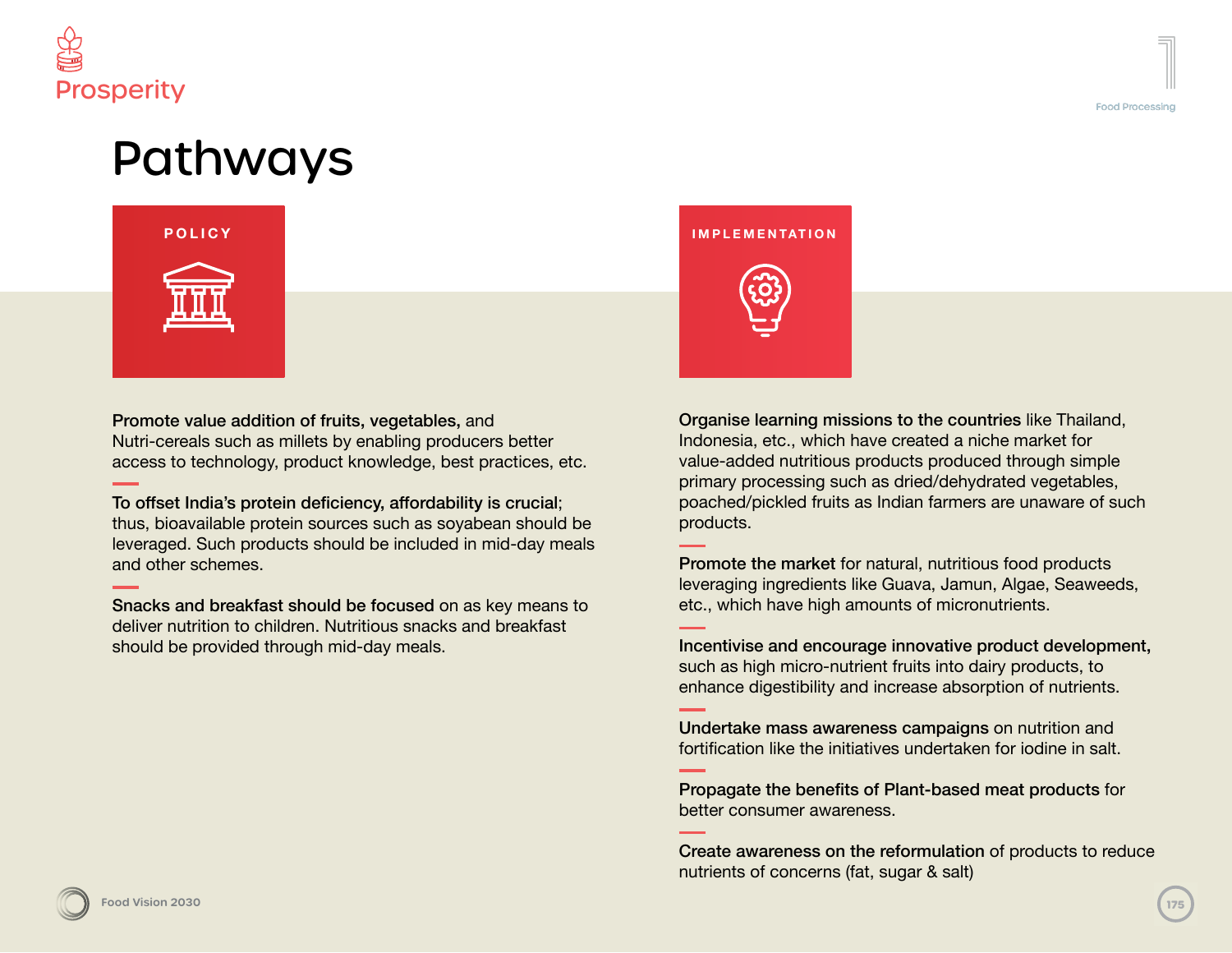# Pathways

## POLICY

**Promote value addition of fruits, vegetables,** and Nutri-cereals such as millets by enabling producers better access to technology, product knowledge, best practices, etc.

**To offset India's protein deficiency, affordability is crucial**; thus, bioavailable protein sources such as soyabean should be leveraged. Such products should be included in mid-day meals and other schemes.

**Snacks and breakfast should be focused** on as key means to deliver nutrition to children. Nutritious snacks and breakfast should be provided through mid-day meals.

## IMPLEMENTATION

**Organise learning missions to the countries** like Thailand, Indonesia, etc., which have created a niche market for value-added nutritious products produced through simple primary processing such as dried/dehydrated vegetables, poached/pickled fruits as Indian farmers are unaware of such products.

**Promote the market** for natural, nutritious food products leveraging ingredients like Guava, Jamun, Algae, Seaweeds, etc., which have high amounts of micronutrients.

**Incentivise and encourage innovative product development,** such as high micro-nutrient fruits into dairy products, to enhance digestibility and increase absorption of nutrients.

**Undertake mass awareness campaigns** on nutrition and fortification like the initiatives undertaken for iodine in salt.

**Propagate the benefits of Plant-based meat products** for better consumer awareness.

**Create awareness on the reformulation** of products to reduce nutrients of concerns (fat, sugar & salt)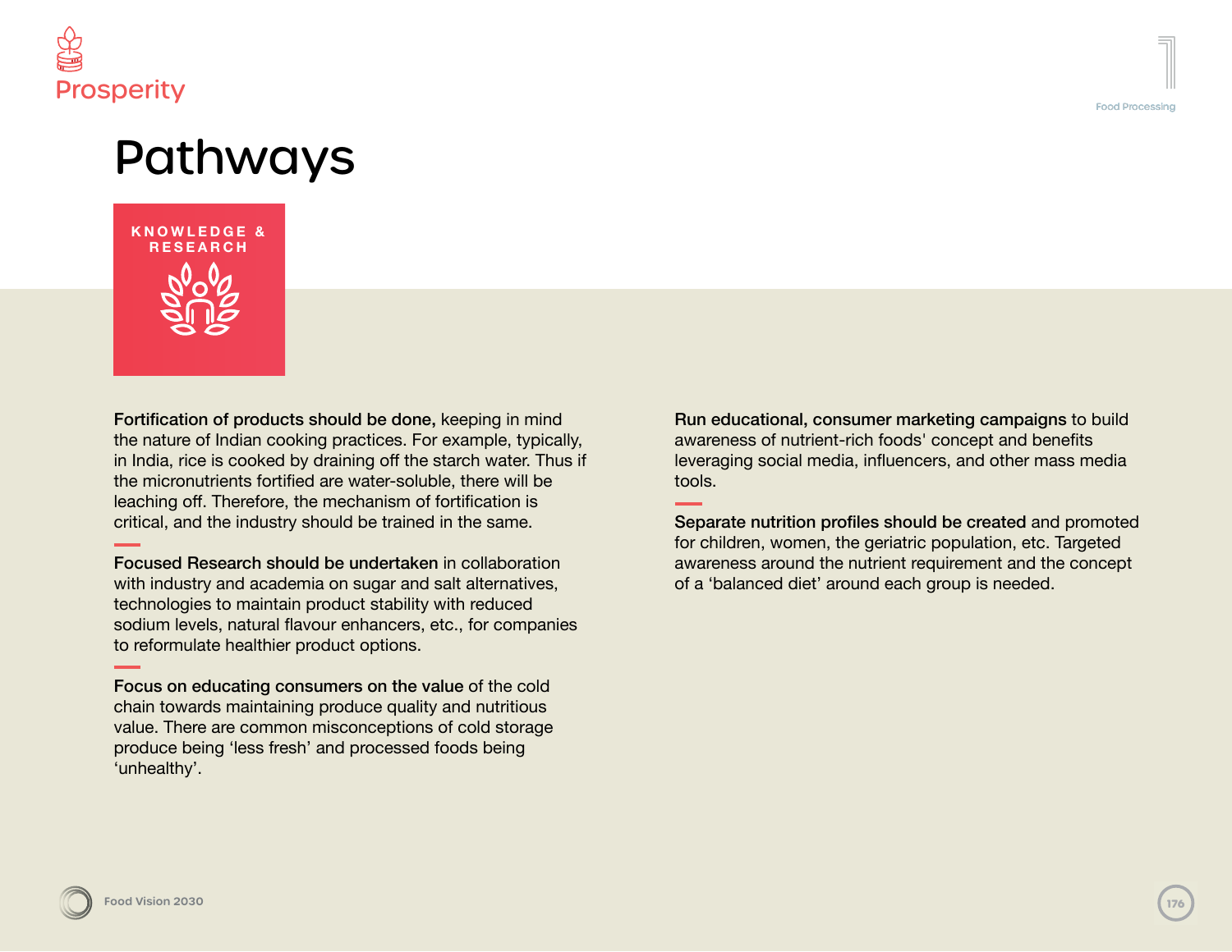# Prosperity

## Pathways

### KNOWLEDGE & RESEARCH

**Fortification of products should be done,** keeping in mind the nature of Indian cooking practices. For example, typically, in India, rice is cooked by draining off the starch water. Thus if the micronutrients fortified are water-soluble, there will be leaching off. Therefore, the mechanism of fortification is critical, and the industry should be trained in the same.

**Focused Research should be undertaken** in collaboration with industry and academia on sugar and salt alternatives, technologies to maintain product stability with reduced sodium levels, natural flavour enhancers, etc., for companies to reformulate healthier product options.

**Focus on educating consumers on the value** of the cold chain towards maintaining produce quality and nutritious value. There are common misconceptions of cold storage produce being 'less fresh' and processed foods being 'unhealthy'.

**Run educational, consumer marketing campaigns** to build awareness of nutrient-rich foods' concept and benefits leveraging social media, influencers, and other mass media tools.

**Separate nutrition profiles should be created** and promoted for children, women, the geriatric population, etc. Targeted awareness around the nutrient requirement and the concept of a 'balanced diet' around each group is needed.